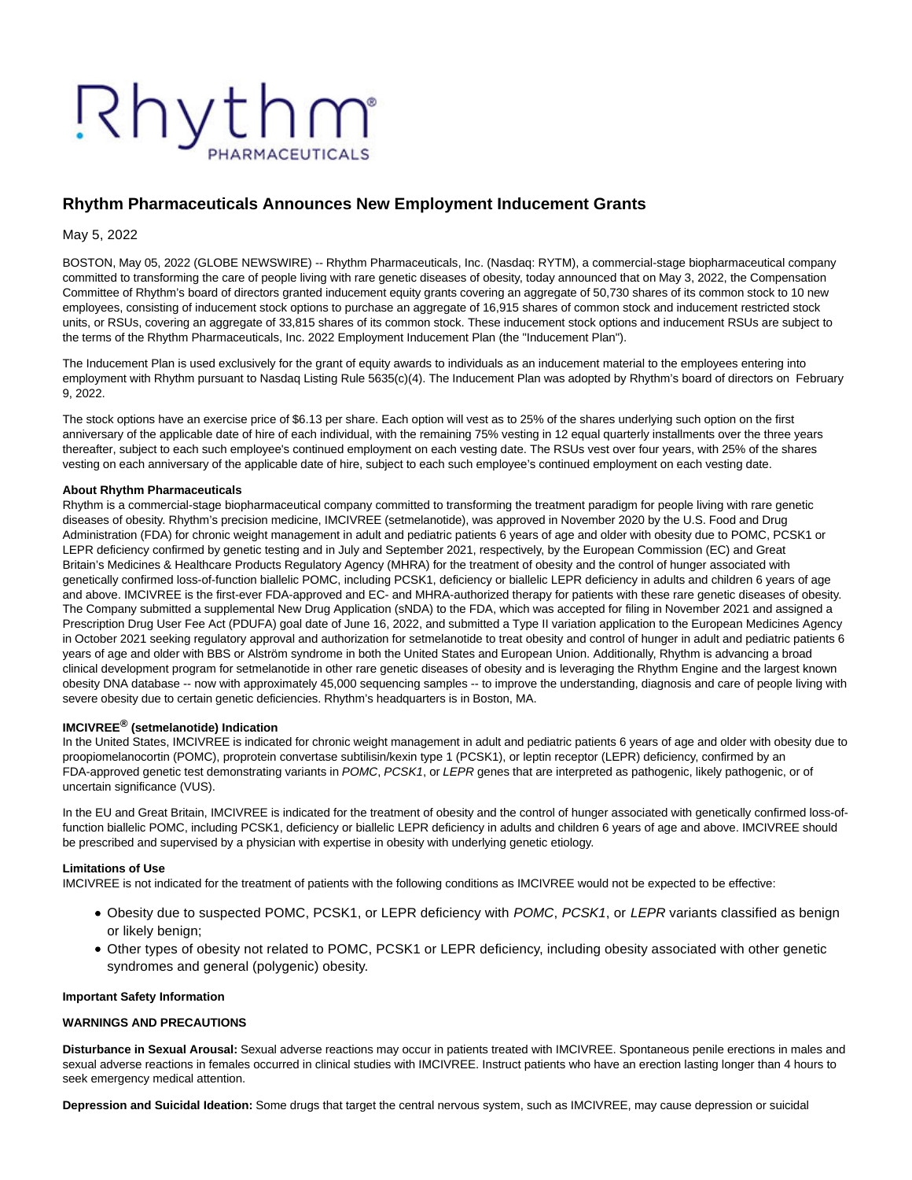# Rhythm Pharmaceuticals Announces New Employment Inducement Grants

May 5, 2022

BOSTON, May 05, 2022 (GLOBE NEWSWIRE) -- Rhythm Pharmaceuticals, Inc. (Nasdaq: RYTM), a commercial-stage biopharmaceutical company committed to transforming the care of people living with rare genetic diseases of obesity, today announced that on May 3, 2022, the Compensation Committee of Rhythm's board of directors granted inducement equity grants covering an aggregate of 50,730 shares of its common stock to 10 new employees, consisting of inducement stock options to purchase an aggregate of 16,915 shares of common stock and inducement restricted stock units, or RSUs, covering an aggregate of 33,815 shares of its common stock. These inducement stock options and inducement RSUs are subject to the terms of the Rhythm Pharmaceuticals, Inc. 2022 Employment Inducement Plan (the "Inducement Plan").

The Inducement Plan is used exclusively for the grant of equity awards to individuals as an inducement material to the employees entering into employment with Rhythm pursuant to Nasdaq Listing Rule 5635(c)(4). The Inducement Plan was adopted by Rhythm's board of directors on February 9, 2022.

The stock options have an exercise price of $6.13 per share. Each option will vest as to 25% of the shares underlying such option on the first anniversary of the applicable date of hire of each individual, with the remaining 75% vesting in 12 equal quarterly installments over the three years thereafter, subject to each such employee's continued employment on each vesting date. The RSUs vest over four years, with 25% of the shares vesting on each anniversary of the applicable date of hire, subject to each such employee's continued employment on each vesting date.

**About Rhythm Pharmaceuticals**

Rhythm is a commercial-stage biopharmaceutical company committed to transforming the treatment paradigm for people living with rare genetic diseases of obesity. Rhythm's precision medicine, IMCIVREE (setmelanotide), was approved in November 2020 by the U.S. Food and Drug Administration (FDA) for chronic weight management in adult and pediatric patients 6 years of age and older with obesity due to POMC, PCSK1 or LEPR deficiency confirmed by genetic testing and in July and September 2021, respectively, by the European Commission (EC) and Great Britain's Medicines & Healthcare Products Regulatory Agency (MHRA) for the treatment of obesity and the control of hunger associated with genetically confirmed loss-of-function biallelic POMC, including PCSK1, deficiency or biallelic LEPR deficiency in adults and children 6 years of age and above. IMCIVREE is the first-ever FDA-approved and EC- and MHRA-authorized therapy for patients with these rare genetic diseases of obesity. The Company submitted a supplemental New Drug Application (sNDA) to the FDA, which was accepted for filing in November 2021 and assigned a Prescription Drug User Fee Act (PDUFA) goal date of June 16, 2022, and submitted a Type II variation application to the European Medicines Agency in October 2021 seeking regulatory approval and authorization for setmelanotide to treat obesity and control of hunger in adult and pediatric patients 6 years of age and older with BBS or Alström syndrome in both the United States and European Union. Additionally, Rhythm is advancing a broad clinical development program for setmelanotide in other rare genetic diseases of obesity and is leveraging the Rhythm Engine and the largest known obesity DNA database -- now with approximately 45,000 sequencing samples -- to improve the understanding, diagnosis and care of people living with severe obesity due to certain genetic deficiencies. Rhythm's headquarters is in Boston, MA.

**IMCIVREE® (setmelanotide) Indication**

In the United States, IMCIVREE is indicated for chronic weight management in adult and pediatric patients 6 years of age and older with obesity due to proopiomelanocortin (POMC), proprotein convertase subtilisin/kexin type 1 (PCSK1), or leptin receptor (LEPR) deficiency, confirmed by an FDA-approved genetic test demonstrating variants in *POMC*, *PCSK1*, or *LEPR* genes that are interpreted as pathogenic, likely pathogenic, or of uncertain significance (VUS).

In the EU and Great Britain, IMCIVREE is indicated for the treatment of obesity and the control of hunger associated with genetically confirmed loss-of-function biallelic POMC, including PCSK1, deficiency or biallelic LEPR deficiency in adults and children 6 years of age and above. IMCIVREE should be prescribed and supervised by a physician with expertise in obesity with underlying genetic etiology.

**Limitations of Use**

IMCIVREE is not indicated for the treatment of patients with the following conditions as IMCIVREE would not be expected to be effective:

- Obesity due to suspected POMC, PCSK1, or LEPR deficiency with *POMC*, *PCSK1*, or *LEPR* variants classified as benign or likely benign;
- Other types of obesity not related to POMC, PCSK1 or LEPR deficiency, including obesity associated with other genetic syndromes and general (polygenic) obesity.

**Important Safety Information**

**WARNINGS AND PRECAUTIONS**

**Disturbance in Sexual Arousal:** Sexual adverse reactions may occur in patients treated with IMCIVREE. Spontaneous penile erections in males and sexual adverse reactions in females occurred in clinical studies with IMCIVREE. Instruct patients who have an erection lasting longer than 4 hours to seek emergency medical attention.

**Depression and Suicidal Ideation:** Some drugs that target the central nervous system, such as IMCIVREE, may cause depression or suicidal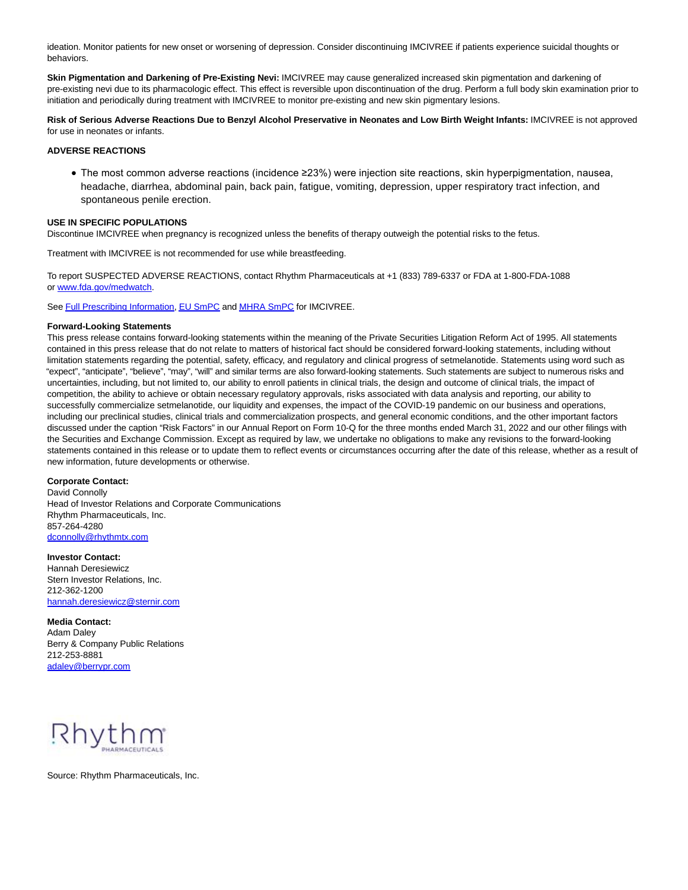ideation. Monitor patients for new onset or worsening of depression. Consider discontinuing IMCIVREE if patients experience suicidal thoughts or behaviors.

**Skin Pigmentation and Darkening of Pre-Existing Nevi:** IMCIVREE may cause generalized increased skin pigmentation and darkening of pre-existing nevi due to its pharmacologic effect. This effect is reversible upon discontinuation of the drug. Perform a full body skin examination prior to initiation and periodically during treatment with IMCIVREE to monitor pre-existing and new skin pigmentary lesions.

**Risk of Serious Adverse Reactions Due to Benzyl Alcohol Preservative in Neonates and Low Birth Weight Infants:** IMCIVREE is not approved for use in neonates or infants.

**ADVERSE REACTIONS**

- The most common adverse reactions (incidence ≥23%) were injection site reactions, skin hyperpigmentation, nausea, headache, diarrhea, abdominal pain, back pain, fatigue, vomiting, depression, upper respiratory tract infection, and spontaneous penile erection.

**USE IN SPECIFIC POPULATIONS**

Discontinue IMCIVREE when pregnancy is recognized unless the benefits of therapy outweigh the potential risks to the fetus.

Treatment with IMCIVREE is not recommended for use while breastfeeding.

To report SUSPECTED ADVERSE REACTIONS, contact Rhythm Pharmaceuticals at +1 (833) 789-6337 or FDA at 1-800-FDA-1088 or www.fda.gov/medwatch.

See Full Prescribing Information, EU SmPC and MHRA SmPC for IMCIVREE.

**Forward-Looking Statements**

This press release contains forward-looking statements within the meaning of the Private Securities Litigation Reform Act of 1995. All statements contained in this press release that do not relate to matters of historical fact should be considered forward-looking statements, including without limitation statements regarding the potential, safety, efficacy, and regulatory and clinical progress of setmelanotide. Statements using word such as "expect", "anticipate", "believe", "may", "will" and similar terms are also forward-looking statements. Such statements are subject to numerous risks and uncertainties, including, but not limited to, our ability to enroll patients in clinical trials, the design and outcome of clinical trials, the impact of competition, the ability to achieve or obtain necessary regulatory approvals, risks associated with data analysis and reporting, our ability to successfully commercialize setmelanotide, our liquidity and expenses, the impact of the COVID-19 pandemic on our business and operations, including our preclinical studies, clinical trials and commercialization prospects, and general economic conditions, and the other important factors discussed under the caption "Risk Factors" in our Annual Report on Form 10-Q for the three months ended March 31, 2022 and our other filings with the Securities and Exchange Commission. Except as required by law, we undertake no obligations to make any revisions to the forward-looking statements contained in this release or to update them to reflect events or circumstances occurring after the date of this release, whether as a result of new information, future developments or otherwise.

**Corporate Contact:**
David Connolly
Head of Investor Relations and Corporate Communications
Rhythm Pharmaceuticals, Inc.
857-264-4280
dconnolly@rhythmtx.com

**Investor Contact:**
Hannah Deresiewicz
Stern Investor Relations, Inc.
212-362-1200
hannah.deresiewicz@sternir.com

**Media Contact:**
Adam Daley
Berry & Company Public Relations
212-253-8881
adaley@berrypr.com

Rhythm PHARMACEUTICALS

Source: Rhythm Pharmaceuticals, Inc.